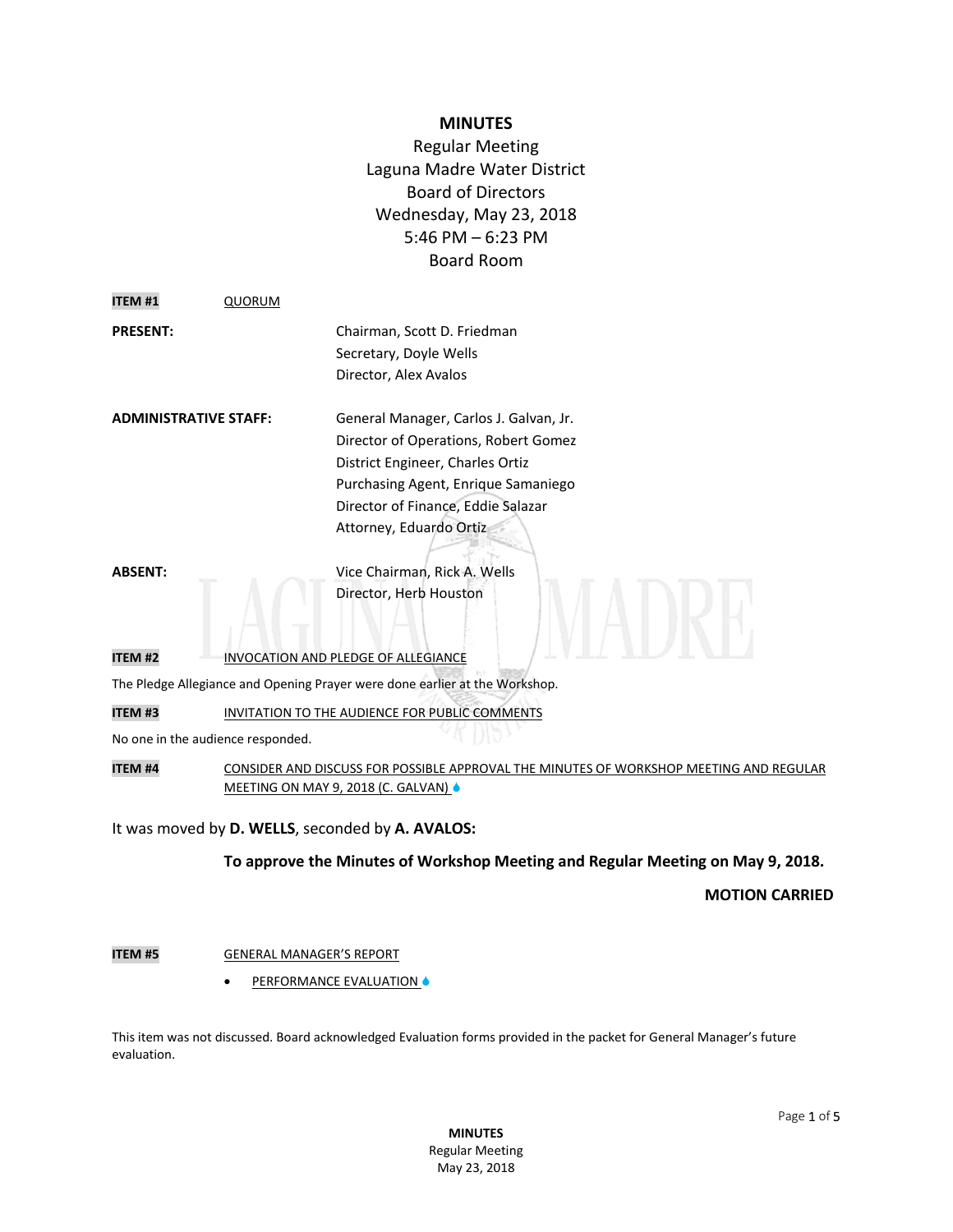# MINUTES

Regular Meeting
Laguna Madre Water District
Board of Directors
Wednesday, May 23, 2018
5:46 PM – 6:23 PM
Board Room

**ITEM #1** QUORUM

| | |
|---|---|
| **PRESENT:** | Chairman, Scott D. Friedman<br>Secretary, Doyle Wells<br>Director, Alex Avalos |
| **ADMINISTRATIVE STAFF:** | General Manager, Carlos J. Galvan, Jr.<br>Director of Operations, Robert Gomez<br>District Engineer, Charles Ortiz<br>Purchasing Agent, Enrique Samaniego<br>Director of Finance, Eddie Salazar<br>Attorney, Eduardo Ortiz |
| **ABSENT:** | Vice Chairman, Rick A. Wells<br>Director, Herb Houston |

**ITEM #2** INVOCATION AND PLEDGE OF ALLEGIANCE

The Pledge Allegiance and Opening Prayer were done earlier at the Workshop.

**ITEM #3** INVITATION TO THE AUDIENCE FOR PUBLIC COMMENTS

No one in the audience responded.

**ITEM #4** CONSIDER AND DISCUSS FOR POSSIBLE APPROVAL THE MINUTES OF WORKSHOP MEETING AND REGULAR MEETING ON MAY 9, 2018 (C. GALVAN)

It was moved by **D. WELLS**, seconded by **A. AVALOS:**

**To approve the Minutes of Workshop Meeting and Regular Meeting on May 9, 2018.**

**MOTION CARRIED**

**ITEM #5** GENERAL MANAGER'S REPORT

- PERFORMANCE EVALUATION

This item was not discussed. Board acknowledged Evaluation forms provided in the packet for General Manager's future evaluation.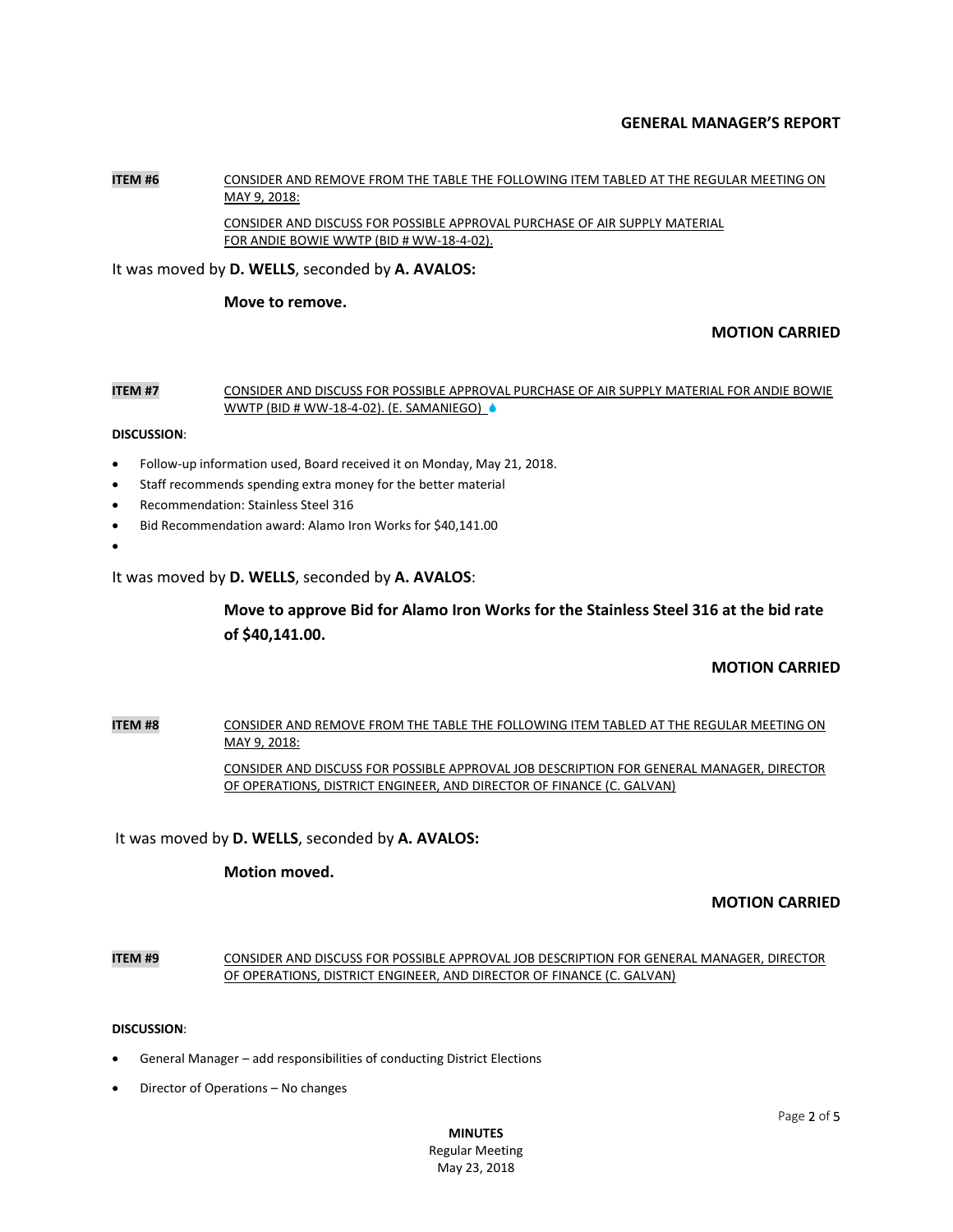## GENERAL MANAGER'S REPORT

**ITEM #6** CONSIDER AND REMOVE FROM THE TABLE THE FOLLOWING ITEM TABLED AT THE REGULAR MEETING ON MAY 9, 2018:

CONSIDER AND DISCUSS FOR POSSIBLE APPROVAL PURCHASE OF AIR SUPPLY MATERIAL FOR ANDIE BOWIE WWTP (BID # WW-18-4-02).

It was moved by **D. WELLS**, seconded by **A. AVALOS:**

**Move to remove.**

**MOTION CARRIED**

**ITEM #7** CONSIDER AND DISCUSS FOR POSSIBLE APPROVAL PURCHASE OF AIR SUPPLY MATERIAL FOR ANDIE BOWIE WWTP (BID # WW-18-4-02). (E. SAMANIEGO)

**DISCUSSION**:

- Follow-up information used, Board received it on Monday, May 21, 2018.
- Staff recommends spending extra money for the better material
- Recommendation: Stainless Steel 316
- Bid Recommendation award: Alamo Iron Works for $40,141.00
-

It was moved by **D. WELLS**, seconded by **A. AVALOS**:

**Move to approve Bid for Alamo Iron Works for the Stainless Steel 316 at the bid rate of $40,141.00.**

**MOTION CARRIED**

**ITEM #8** CONSIDER AND REMOVE FROM THE TABLE THE FOLLOWING ITEM TABLED AT THE REGULAR MEETING ON MAY 9, 2018:

CONSIDER AND DISCUSS FOR POSSIBLE APPROVAL JOB DESCRIPTION FOR GENERAL MANAGER, DIRECTOR OF OPERATIONS, DISTRICT ENGINEER, AND DIRECTOR OF FINANCE (C. GALVAN)

It was moved by **D. WELLS**, seconded by **A. AVALOS:**

**Motion moved.**

**MOTION CARRIED**

**ITEM #9** CONSIDER AND DISCUSS FOR POSSIBLE APPROVAL JOB DESCRIPTION FOR GENERAL MANAGER, DIRECTOR OF OPERATIONS, DISTRICT ENGINEER, AND DIRECTOR OF FINANCE (C. GALVAN)

**DISCUSSION**:

- General Manager – add responsibilities of conducting District Elections
- Director of Operations – No changes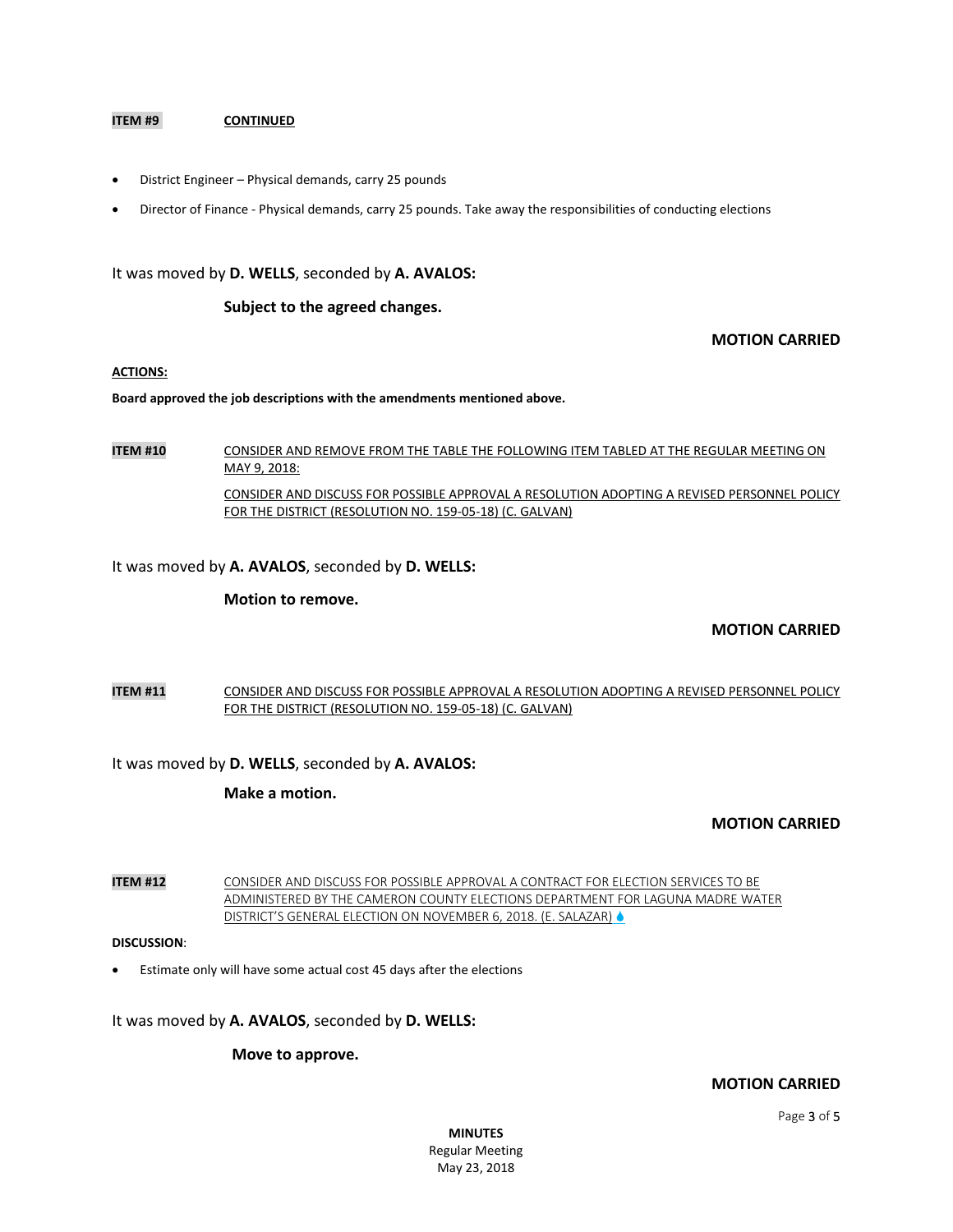**ITEM #9** **CONTINUED**

- District Engineer – Physical demands, carry 25 pounds
- Director of Finance - Physical demands, carry 25 pounds. Take away the responsibilities of conducting elections

It was moved by **D. WELLS**, seconded by **A. AVALOS:**

**Subject to the agreed changes.**

**MOTION CARRIED**

**ACTIONS:**

**Board approved the job descriptions with the amendments mentioned above.**

**ITEM #10** CONSIDER AND REMOVE FROM THE TABLE THE FOLLOWING ITEM TABLED AT THE REGULAR MEETING ON MAY 9, 2018:

CONSIDER AND DISCUSS FOR POSSIBLE APPROVAL A RESOLUTION ADOPTING A REVISED PERSONNEL POLICY FOR THE DISTRICT (RESOLUTION NO. 159-05-18) (C. GALVAN)

It was moved by **A. AVALOS**, seconded by **D. WELLS:**

**Motion to remove.**

**MOTION CARRIED**

**ITEM #11** CONSIDER AND DISCUSS FOR POSSIBLE APPROVAL A RESOLUTION ADOPTING A REVISED PERSONNEL POLICY FOR THE DISTRICT (RESOLUTION NO. 159-05-18) (C. GALVAN)

It was moved by **D. WELLS**, seconded by **A. AVALOS:**

**Make a motion.**

**MOTION CARRIED**

**ITEM #12** CONSIDER AND DISCUSS FOR POSSIBLE APPROVAL A CONTRACT FOR ELECTION SERVICES TO BE ADMINISTERED BY THE CAMERON COUNTY ELECTIONS DEPARTMENT FOR LAGUNA MADRE WATER DISTRICT'S GENERAL ELECTION ON NOVEMBER 6, 2018. (E. SALAZAR)

**DISCUSSION**:

- Estimate only will have some actual cost 45 days after the elections

It was moved by **A. AVALOS**, seconded by **D. WELLS:**

**Move to approve.**

**MOTION CARRIED**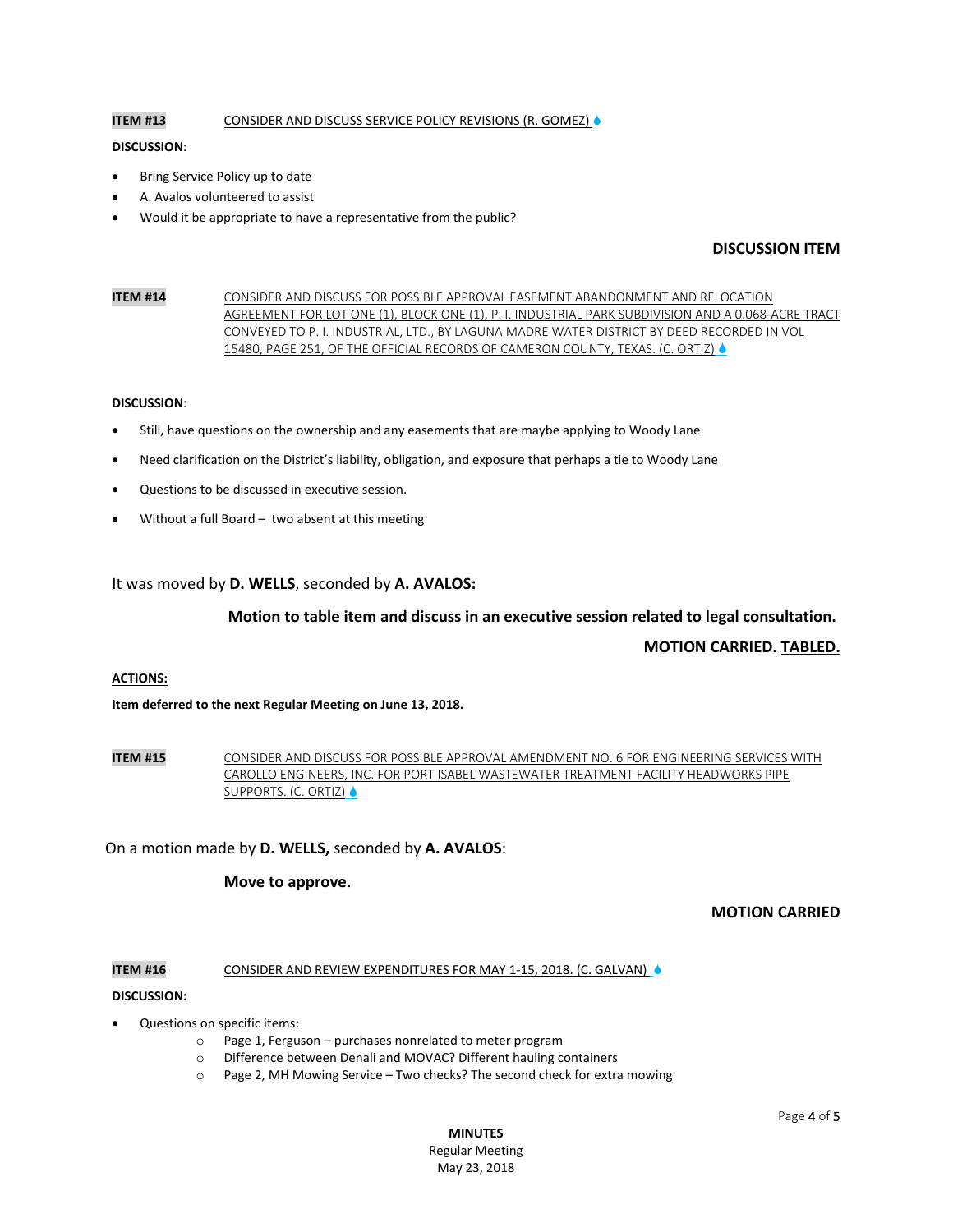**ITEM #13** CONSIDER AND DISCUSS SERVICE POLICY REVISIONS (R. GOMEZ)

**DISCUSSION**:

- Bring Service Policy up to date
- A. Avalos volunteered to assist
- Would it be appropriate to have a representative from the public?

**DISCUSSION ITEM**

**ITEM #14** CONSIDER AND DISCUSS FOR POSSIBLE APPROVAL EASEMENT ABANDONMENT AND RELOCATION AGREEMENT FOR LOT ONE (1), BLOCK ONE (1), P. I. INDUSTRIAL PARK SUBDIVISION AND A 0.068-ACRE TRACT CONVEYED TO P. I. INDUSTRIAL, LTD., BY LAGUNA MADRE WATER DISTRICT BY DEED RECORDED IN VOL 15480, PAGE 251, OF THE OFFICIAL RECORDS OF CAMERON COUNTY, TEXAS. (C. ORTIZ)

**DISCUSSION**:

- Still, have questions on the ownership and any easements that are maybe applying to Woody Lane
- Need clarification on the District's liability, obligation, and exposure that perhaps a tie to Woody Lane
- Questions to be discussed in executive session.
- Without a full Board – two absent at this meeting

It was moved by **D. WELLS**, seconded by **A. AVALOS:**

**Motion to table item and discuss in an executive session related to legal consultation.**

**MOTION CARRIED. TABLED.**

**ACTIONS:**

**Item deferred to the next Regular Meeting on June 13, 2018.**

**ITEM #15** CONSIDER AND DISCUSS FOR POSSIBLE APPROVAL AMENDMENT NO. 6 FOR ENGINEERING SERVICES WITH CAROLLO ENGINEERS, INC. FOR PORT ISABEL WASTEWATER TREATMENT FACILITY HEADWORKS PIPE SUPPORTS. (C. ORTIZ)

On a motion made by **D. WELLS,** seconded by **A. AVALOS**:

**Move to approve.**

**MOTION CARRIED**

**ITEM #16** CONSIDER AND REVIEW EXPENDITURES FOR MAY 1-15, 2018. (C. GALVAN)

**DISCUSSION:**

- Questions on specific items:
  - Page 1, Ferguson – purchases nonrelated to meter program
  - Difference between Denali and MOVAC? Different hauling containers
  - Page 2, MH Mowing Service – Two checks? The second check for extra mowing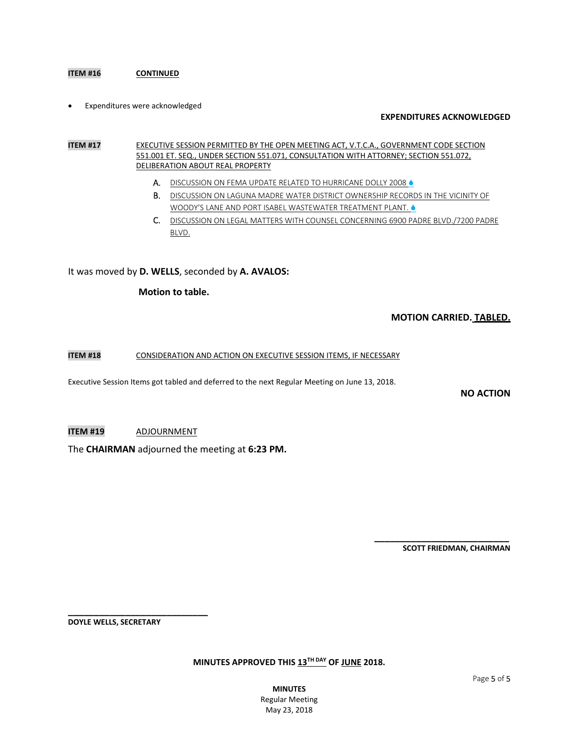**ITEM #16** **CONTINUED**

- Expenditures were acknowledged

**EXPENDITURES ACKNOWLEDGED**

**ITEM #17** EXECUTIVE SESSION PERMITTED BY THE OPEN MEETING ACT, V.T.C.A., GOVERNMENT CODE SECTION 551.001 ET. SEQ., UNDER SECTION 551.071, CONSULTATION WITH ATTORNEY; SECTION 551.072, DELIBERATION ABOUT REAL PROPERTY

A. DISCUSSION ON FEMA UPDATE RELATED TO HURRICANE DOLLY 2008
B. DISCUSSION ON LAGUNA MADRE WATER DISTRICT OWNERSHIP RECORDS IN THE VICINITY OF WOODY'S LANE AND PORT ISABEL WASTEWATER TREATMENT PLANT.
C. DISCUSSION ON LEGAL MATTERS WITH COUNSEL CONCERNING 6900 PADRE BLVD./7200 PADRE BLVD.

It was moved by **D. WELLS**, seconded by **A. AVALOS:**

**Motion to table.**

**MOTION CARRIED. TABLED.**

**ITEM #18** CONSIDERATION AND ACTION ON EXECUTIVE SESSION ITEMS, IF NECESSARY

Executive Session Items got tabled and deferred to the next Regular Meeting on June 13, 2018.

**NO ACTION**

**ITEM #19** ADJOURNMENT

The **CHAIRMAN** adjourned the meeting at **6:23 PM.**

\_\_\_\_\_\_\_\_\_\_\_\_\_\_\_\_\_\_\_\_\_\_\_\_\_\_\_\_
**SCOTT FRIEDMAN, CHAIRMAN**

\_\_\_\_\_\_\_\_\_\_\_\_\_\_\_\_\_\_\_\_\_\_\_\_\_\_\_\_
**DOYLE WELLS, SECRETARY**

**MINUTES APPROVED THIS 13TH DAY OF JUNE 2018.**

**MINUTES**
Regular Meeting
May 23, 2018